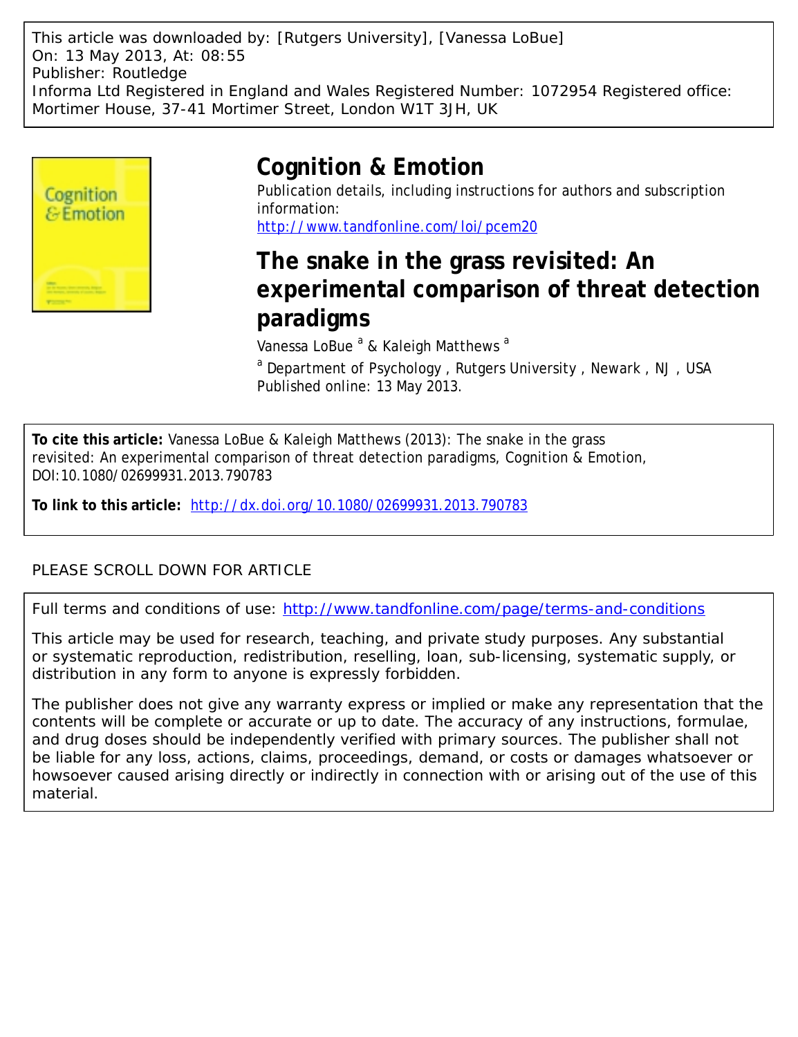This article was downloaded by: [Rutgers University], [Vanessa LoBue]
On: 13 May 2013, At: 08:55
Publisher: Routledge
Informa Ltd Registered in England and Wales Registered Number: 1072954 Registered office: Mortimer House, 37-41 Mortimer Street, London W1T 3JH, UK

# Cognition & Emotion

Publication details, including instructions for authors and subscription information:
http://www.tandfonline.com/loi/pcem20

# The snake in the grass revisited: An experimental comparison of threat detection paradigms

Vanessa LoBue [a] & Kaleigh Matthews [a]

[a] Department of Psychology , Rutgers University , Newark , NJ , USA
Published online: 13 May 2013.

**To cite this article:** Vanessa LoBue & Kaleigh Matthews (2013): The snake in the grass revisited: An experimental comparison of threat detection paradigms, Cognition & Emotion, DOI:10.1080/02699931.2013.790783

**To link to this article:** http://dx.doi.org/10.1080/02699931.2013.790783

PLEASE SCROLL DOWN FOR ARTICLE

Full terms and conditions of use: http://www.tandfonline.com/page/terms-and-conditions

This article may be used for research, teaching, and private study purposes. Any substantial or systematic reproduction, redistribution, reselling, loan, sub-licensing, systematic supply, or distribution in any form to anyone is expressly forbidden.

The publisher does not give any warranty express or implied or make any representation that the contents will be complete or accurate or up to date. The accuracy of any instructions, formulae, and drug doses should be independently verified with primary sources. The publisher shall not be liable for any loss, actions, claims, proceedings, demand, or costs or damages whatsoever or howsoever caused arising directly or indirectly in connection with or arising out of the use of this material.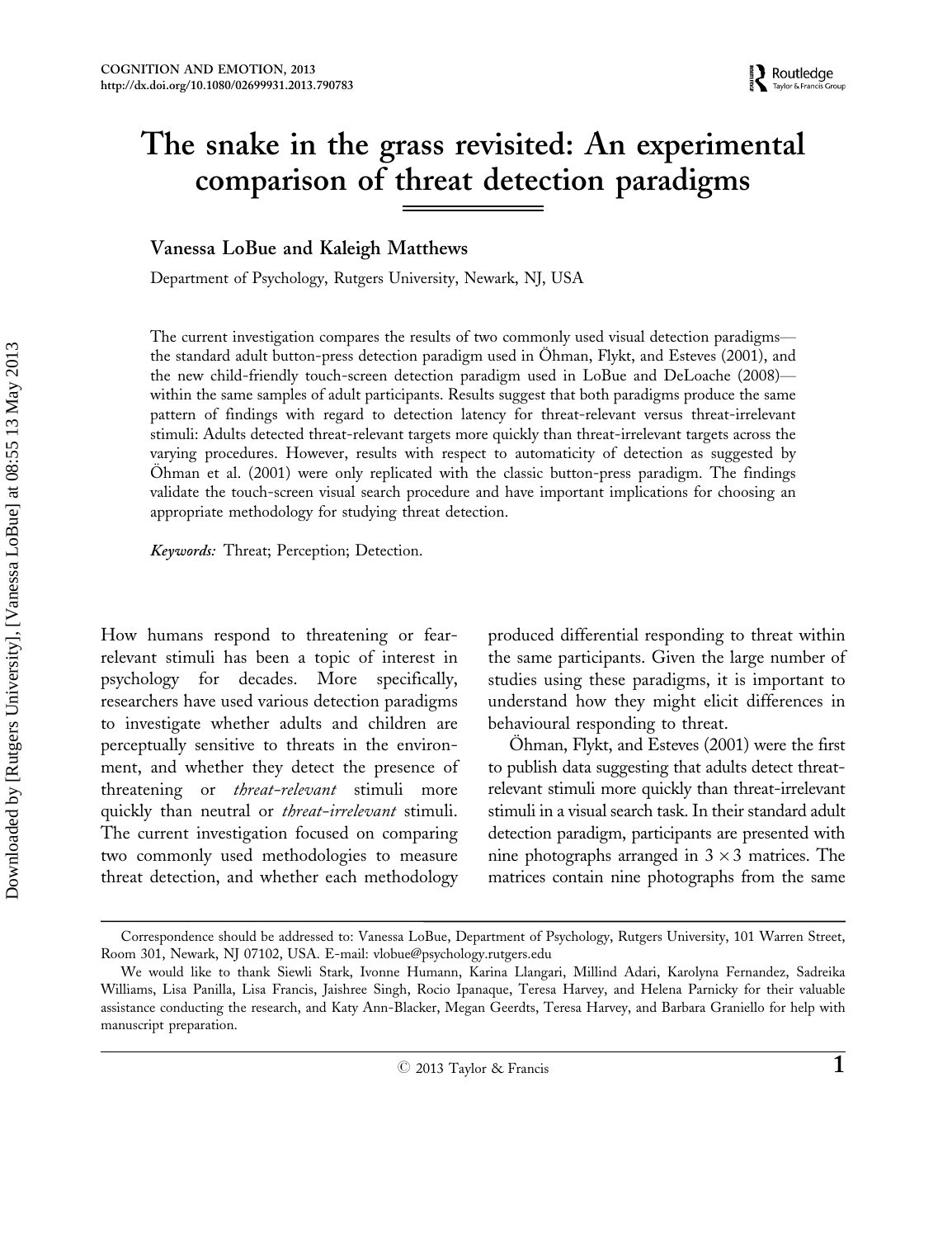# The snake in the grass revisited: An experimental comparison of threat detection paradigms

**Vanessa LoBue and Kaleigh Matthews**

Department of Psychology, Rutgers University, Newark, NJ, USA

The current investigation compares the results of two commonly used visual detection paradigms—the standard adult button-press detection paradigm used in Öhman, Flykt, and Esteves (2001), and the new child-friendly touch-screen detection paradigm used in LoBue and DeLoache (2008)—within the same samples of adult participants. Results suggest that both paradigms produce the same pattern of findings with regard to detection latency for threat-relevant versus threat-irrelevant stimuli: Adults detected threat-relevant targets more quickly than threat-irrelevant targets across the varying procedures. However, results with respect to automaticity of detection as suggested by Öhman et al. (2001) were only replicated with the classic button-press paradigm. The findings validate the touch-screen visual search procedure and have important implications for choosing an appropriate methodology for studying threat detection.

*Keywords:* Threat; Perception; Detection.

How humans respond to threatening or fear-relevant stimuli has been a topic of interest in psychology for decades. More specifically, researchers have used various detection paradigms to investigate whether adults and children are perceptually sensitive to threats in the environment, and whether they detect the presence of threatening or *threat-relevant* stimuli more quickly than neutral or *threat-irrelevant* stimuli. The current investigation focused on comparing two commonly used methodologies to measure threat detection, and whether each methodology produced differential responding to threat within the same participants. Given the large number of studies using these paradigms, it is important to understand how they might elicit differences in behavioural responding to threat.

Öhman, Flykt, and Esteves (2001) were the first to publish data suggesting that adults detect threat-relevant stimuli more quickly than threat-irrelevant stimuli in a visual search task. In their standard adult detection paradigm, participants are presented with nine photographs arranged in $3 \times 3$ matrices. The matrices contain nine photographs from the same

Correspondence should be addressed to: Vanessa LoBue, Department of Psychology, Rutgers University, 101 Warren Street, Room 301, Newark, NJ 07102, USA. E-mail: vlobue@psychology.rutgers.edu

We would like to thank Siewli Stark, Ivonne Humann, Karina Llangari, Millind Adari, Karolyna Fernandez, Sadreika Williams, Lisa Panilla, Lisa Francis, Jaishree Singh, Rocio Ipanaque, Teresa Harvey, and Helena Parnicky for their valuable assistance conducting the research, and Katy Ann-Blacker, Megan Geerdts, Teresa Harvey, and Barbara Graniello for help with manuscript preparation.

© 2013 Taylor & Francis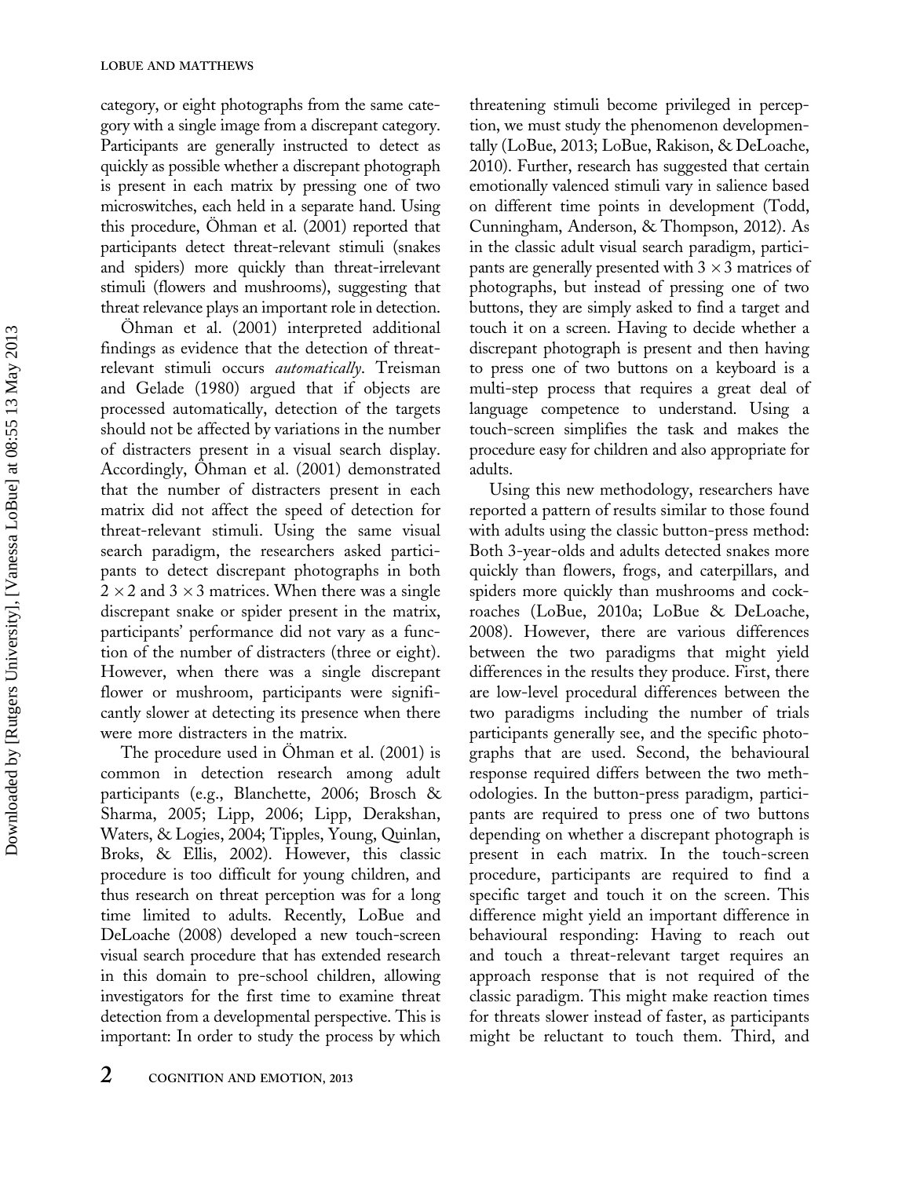category, or eight photographs from the same category with a single image from a discrepant category. Participants are generally instructed to detect as quickly as possible whether a discrepant photograph is present in each matrix by pressing one of two microswitches, each held in a separate hand. Using this procedure, Öhman et al. (2001) reported that participants detect threat-relevant stimuli (snakes and spiders) more quickly than threat-irrelevant stimuli (flowers and mushrooms), suggesting that threat relevance plays an important role in detection.

Öhman et al. (2001) interpreted additional findings as evidence that the detection of threat-relevant stimuli occurs *automatically*. Treisman and Gelade (1980) argued that if objects are processed automatically, detection of the targets should not be affected by variations in the number of distracters present in a visual search display. Accordingly, Öhman et al. (2001) demonstrated that the number of distracters present in each matrix did not affect the speed of detection for threat-relevant stimuli. Using the same visual search paradigm, the researchers asked participants to detect discrepant photographs in both $2 \times 2$ and $3 \times 3$ matrices. When there was a single discrepant snake or spider present in the matrix, participants' performance did not vary as a function of the number of distracters (three or eight). However, when there was a single discrepant flower or mushroom, participants were significantly slower at detecting its presence when there were more distracters in the matrix.

The procedure used in Öhman et al. (2001) is common in detection research among adult participants (e.g., Blanchette, 2006; Brosch & Sharma, 2005; Lipp, 2006; Lipp, Derakshan, Waters, & Logies, 2004; Tipples, Young, Quinlan, Broks, & Ellis, 2002). However, this classic procedure is too difficult for young children, and thus research on threat perception was for a long time limited to adults. Recently, LoBue and DeLoache (2008) developed a new touch-screen visual search procedure that has extended research in this domain to pre-school children, allowing investigators for the first time to examine threat detection from a developmental perspective. This is important: In order to study the process by which threatening stimuli become privileged in perception, we must study the phenomenon developmentally (LoBue, 2013; LoBue, Rakison, & DeLoache, 2010). Further, research has suggested that certain emotionally valenced stimuli vary in salience based on different time points in development (Todd, Cunningham, Anderson, & Thompson, 2012). As in the classic adult visual search paradigm, participants are generally presented with $3 \times 3$ matrices of photographs, but instead of pressing one of two buttons, they are simply asked to find a target and touch it on a screen. Having to decide whether a discrepant photograph is present and then having to press one of two buttons on a keyboard is a multi-step process that requires a great deal of language competence to understand. Using a touch-screen simplifies the task and makes the procedure easy for children and also appropriate for adults.

Using this new methodology, researchers have reported a pattern of results similar to those found with adults using the classic button-press method: Both 3-year-olds and adults detected snakes more quickly than flowers, frogs, and caterpillars, and spiders more quickly than mushrooms and cockroaches (LoBue, 2010a; LoBue & DeLoache, 2008). However, there are various differences between the two paradigms that might yield differences in the results they produce. First, there are low-level procedural differences between the two paradigms including the number of trials participants generally see, and the specific photographs that are used. Second, the behavioural response required differs between the two methodologies. In the button-press paradigm, participants are required to press one of two buttons depending on whether a discrepant photograph is present in each matrix. In the touch-screen procedure, participants are required to find a specific target and touch it on the screen. This difference might yield an important difference in behavioural responding: Having to reach out and touch a threat-relevant target requires an approach response that is not required of the classic paradigm. This might make reaction times for threats slower instead of faster, as participants might be reluctant to touch them. Third, and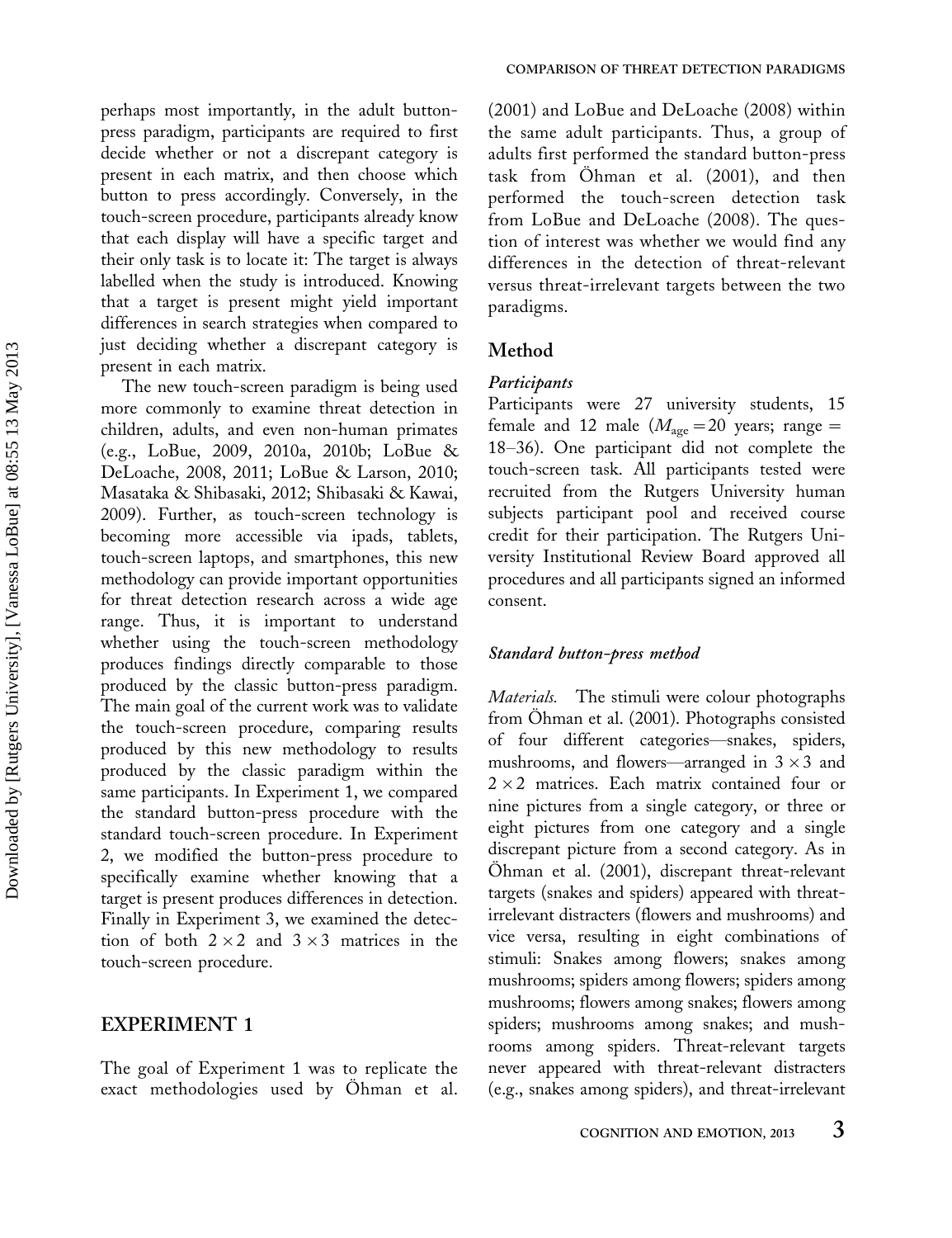perhaps most importantly, in the adult button-press paradigm, participants are required to first decide whether or not a discrepant category is present in each matrix, and then choose which button to press accordingly. Conversely, in the touch-screen procedure, participants already know that each display will have a specific target and their only task is to locate it: The target is always labelled when the study is introduced. Knowing that a target is present might yield important differences in search strategies when compared to just deciding whether a discrepant category is present in each matrix.

The new touch-screen paradigm is being used more commonly to examine threat detection in children, adults, and even non-human primates (e.g., LoBue, 2009, 2010a, 2010b; LoBue & DeLoache, 2008, 2011; LoBue & Larson, 2010; Masataka & Shibasaki, 2012; Shibasaki & Kawai, 2009). Further, as touch-screen technology is becoming more accessible via ipads, tablets, touch-screen laptops, and smartphones, this new methodology can provide important opportunities for threat detection research across a wide age range. Thus, it is important to understand whether using the touch-screen methodology produces findings directly comparable to those produced by the classic button-press paradigm. The main goal of the current work was to validate the touch-screen procedure, comparing results produced by this new methodology to results produced by the classic paradigm within the same participants. In Experiment 1, we compared the standard button-press procedure with the standard touch-screen procedure. In Experiment 2, we modified the button-press procedure to specifically examine whether knowing that a target is present produces differences in detection. Finally in Experiment 3, we examined the detection of both $2 \times 2$ and $3 \times 3$ matrices in the touch-screen procedure.

## EXPERIMENT 1

The goal of Experiment 1 was to replicate the exact methodologies used by Öhman et al. (2001) and LoBue and DeLoache (2008) within the same adult participants. Thus, a group of adults first performed the standard button-press task from Öhman et al. (2001), and then performed the touch-screen detection task from LoBue and DeLoache (2008). The question of interest was whether we would find any differences in the detection of threat-relevant versus threat-irrelevant targets between the two paradigms.

## Method

### *Participants*

Participants were 27 university students, 15 female and 12 male ($M_{age} = 20$ years; range = 18–36). One participant did not complete the touch-screen task. All participants tested were recruited from the Rutgers University human subjects participant pool and received course credit for their participation. The Rutgers University Institutional Review Board approved all procedures and all participants signed an informed consent.

### *Standard button-press method*

*Materials.* The stimuli were colour photographs from Öhman et al. (2001). Photographs consisted of four different categories—snakes, spiders, mushrooms, and flowers—arranged in $3 \times 3$ and $2 \times 2$ matrices. Each matrix contained four or nine pictures from a single category, or three or eight pictures from one category and a single discrepant picture from a second category. As in Öhman et al. (2001), discrepant threat-relevant targets (snakes and spiders) appeared with threat-irrelevant distracters (flowers and mushrooms) and vice versa, resulting in eight combinations of stimuli: Snakes among flowers; snakes among mushrooms; spiders among flowers; spiders among mushrooms; flowers among snakes; flowers among spiders; mushrooms among snakes; and mushrooms among spiders. Threat-relevant targets never appeared with threat-relevant distracters (e.g., snakes among spiders), and threat-irrelevant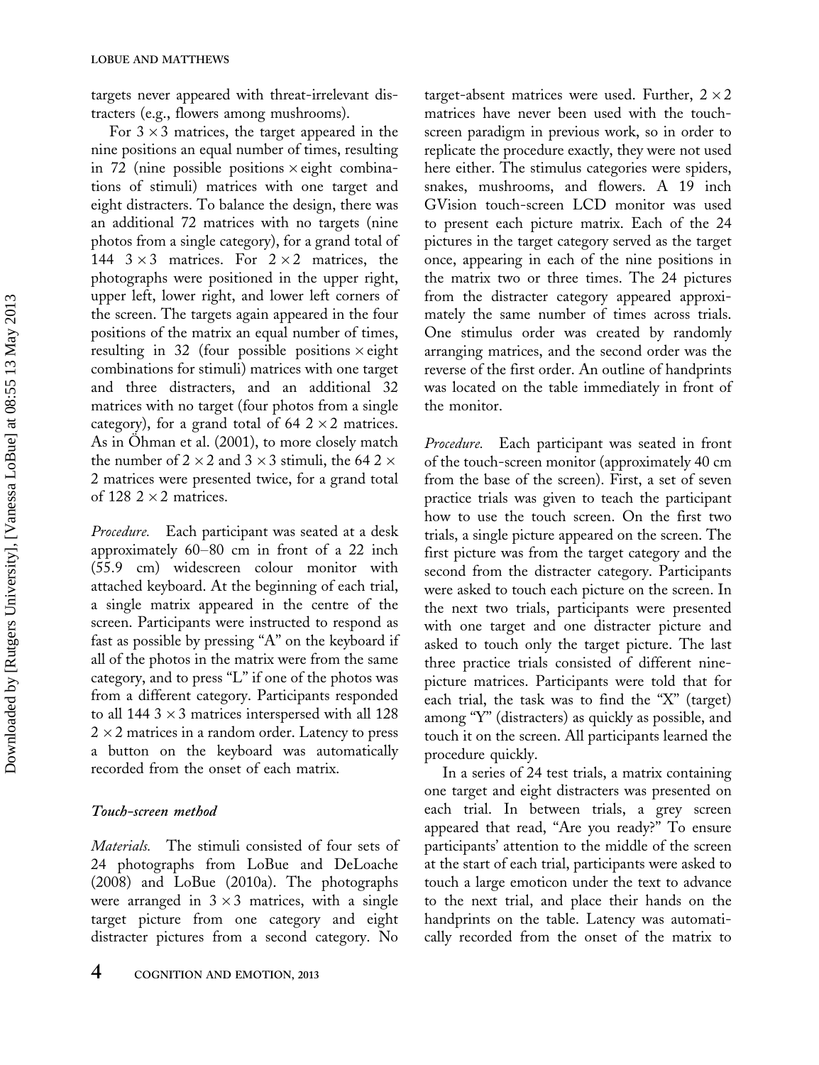targets never appeared with threat-irrelevant distracters (e.g., flowers among mushrooms).

For $3 \times 3$ matrices, the target appeared in the nine positions an equal number of times, resulting in 72 (nine possible positions $\times$ eight combinations of stimuli) matrices with one target and eight distracters. To balance the design, there was an additional 72 matrices with no targets (nine photos from a single category), for a grand total of 144 $3 \times 3$ matrices. For $2 \times 2$ matrices, the photographs were positioned in the upper right, upper left, lower right, and lower left corners of the screen. The targets again appeared in the four positions of the matrix an equal number of times, resulting in 32 (four possible positions $\times$ eight combinations for stimuli) matrices with one target and three distracters, and an additional 32 matrices with no target (four photos from a single category), for a grand total of 64 $2 \times 2$ matrices. As in Öhman et al. (2001), to more closely match the number of $2 \times 2$ and $3 \times 3$ stimuli, the 64 $2 \times 2$ matrices were presented twice, for a grand total of 128 $2 \times 2$ matrices.

*Procedure.* Each participant was seated at a desk approximately 60–80 cm in front of a 22 inch (55.9 cm) widescreen colour monitor with attached keyboard. At the beginning of each trial, a single matrix appeared in the centre of the screen. Participants were instructed to respond as fast as possible by pressing "A" on the keyboard if all of the photos in the matrix were from the same category, and to press "L" if one of the photos was from a different category. Participants responded to all 144 $3 \times 3$ matrices interspersed with all 128 $2 \times 2$ matrices in a random order. Latency to press a button on the keyboard was automatically recorded from the onset of each matrix.

### *Touch-screen method*

*Materials.* The stimuli consisted of four sets of 24 photographs from LoBue and DeLoache (2008) and LoBue (2010a). The photographs were arranged in $3 \times 3$ matrices, with a single target picture from one category and eight distracter pictures from a second category. No target-absent matrices were used. Further, $2 \times 2$ matrices have never been used with the touch-screen paradigm in previous work, so in order to replicate the procedure exactly, they were not used here either. The stimulus categories were spiders, snakes, mushrooms, and flowers. A 19 inch GVision touch-screen LCD monitor was used to present each picture matrix. Each of the 24 pictures in the target category served as the target once, appearing in each of the nine positions in the matrix two or three times. The 24 pictures from the distracter category appeared approximately the same number of times across trials. One stimulus order was created by randomly arranging matrices, and the second order was the reverse of the first order. An outline of handprints was located on the table immediately in front of the monitor.

*Procedure.* Each participant was seated in front of the touch-screen monitor (approximately 40 cm from the base of the screen). First, a set of seven practice trials was given to teach the participant how to use the touch screen. On the first two trials, a single picture appeared on the screen. The first picture was from the target category and the second from the distracter category. Participants were asked to touch each picture on the screen. In the next two trials, participants were presented with one target and one distracter picture and asked to touch only the target picture. The last three practice trials consisted of different nine-picture matrices. Participants were told that for each trial, the task was to find the "X" (target) among "Y" (distracters) as quickly as possible, and touch it on the screen. All participants learned the procedure quickly.

In a series of 24 test trials, a matrix containing one target and eight distracters was presented on each trial. In between trials, a grey screen appeared that read, "Are you ready?" To ensure participants' attention to the middle of the screen at the start of each trial, participants were asked to touch a large emoticon under the text to advance to the next trial, and place their hands on the handprints on the table. Latency was automatically recorded from the onset of the matrix to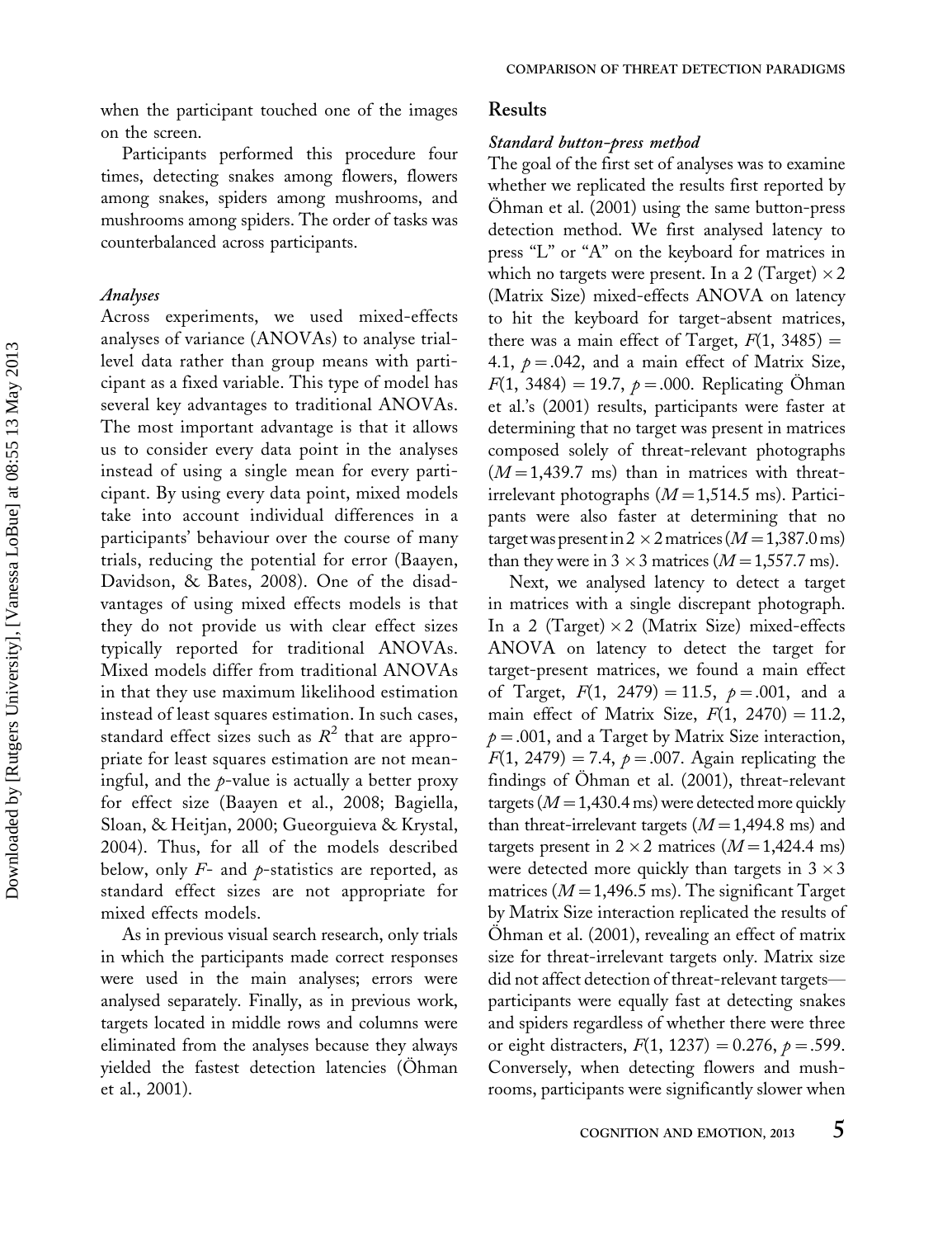when the participant touched one of the images on the screen.

Participants performed this procedure four times, detecting snakes among flowers, flowers among snakes, spiders among mushrooms, and mushrooms among spiders. The order of tasks was counterbalanced across participants.

### *Analyses*

Across experiments, we used mixed-effects analyses of variance (ANOVAs) to analyse trial-level data rather than group means with participant as a fixed variable. This type of model has several key advantages to traditional ANOVAs. The most important advantage is that it allows us to consider every data point in the analyses instead of using a single mean for every participant. By using every data point, mixed models take into account individual differences in a participants' behaviour over the course of many trials, reducing the potential for error (Baayen, Davidson, & Bates, 2008). One of the disadvantages of using mixed effects models is that they do not provide us with clear effect sizes typically reported for traditional ANOVAs. Mixed models differ from traditional ANOVAs in that they use maximum likelihood estimation instead of least squares estimation. In such cases, standard effect sizes such as $R^2$ that are appropriate for least squares estimation are not meaningful, and the $p$-value is actually a better proxy for effect size (Baayen et al., 2008; Bagiella, Sloan, & Heitjan, 2000; Gueorguieva & Krystal, 2004). Thus, for all of the models described below, only $F$- and $p$-statistics are reported, as standard effect sizes are not appropriate for mixed effects models.

As in previous visual search research, only trials in which the participants made correct responses were used in the main analyses; errors were analysed separately. Finally, as in previous work, targets located in middle rows and columns were eliminated from the analyses because they always yielded the fastest detection latencies (Öhman et al., 2001).

## Results

### *Standard button-press method*

The goal of the first set of analyses was to examine whether we replicated the results first reported by Öhman et al. (2001) using the same button-press detection method. We first analysed latency to press "L" or "A" on the keyboard for matrices in which no targets were present. In a 2 (Target) × 2 (Matrix Size) mixed-effects ANOVA on latency to hit the keyboard for target-absent matrices, there was a main effect of Target, $F(1, 3485) = 4.1$, $p = .042$, and a main effect of Matrix Size, $F(1, 3484) = 19.7$, $p = .000$. Replicating Öhman et al.'s (2001) results, participants were faster at determining that no target was present in matrices composed solely of threat-relevant photographs ($M = 1{,}439.7$ ms) than in matrices with threat-irrelevant photographs ($M = 1{,}514.5$ ms). Participants were also faster at determining that no target was present in 2 × 2 matrices ($M = 1{,}387.0$ ms) than they were in 3 × 3 matrices ($M = 1{,}557.7$ ms).

Next, we analysed latency to detect a target in matrices with a single discrepant photograph. In a 2 (Target) × 2 (Matrix Size) mixed-effects ANOVA on latency to detect the target for target-present matrices, we found a main effect of Target, $F(1, 2479) = 11.5$, $p = .001$, and a main effect of Matrix Size, $F(1, 2470) = 11.2$, $p = .001$, and a Target by Matrix Size interaction, $F(1, 2479) = 7.4$, $p = .007$. Again replicating the findings of Öhman et al. (2001), threat-relevant targets ($M = 1{,}430.4$ ms) were detected more quickly than threat-irrelevant targets ($M = 1{,}494.8$ ms) and targets present in 2 × 2 matrices ($M = 1{,}424.4$ ms) were detected more quickly than targets in 3 × 3 matrices ($M = 1{,}496.5$ ms). The significant Target by Matrix Size interaction replicated the results of Öhman et al. (2001), revealing an effect of matrix size for threat-irrelevant targets only. Matrix size did not affect detection of threat-relevant targets—participants were equally fast at detecting snakes and spiders regardless of whether there were three or eight distracters, $F(1, 1237) = 0.276$, $p = .599$. Conversely, when detecting flowers and mushrooms, participants were significantly slower when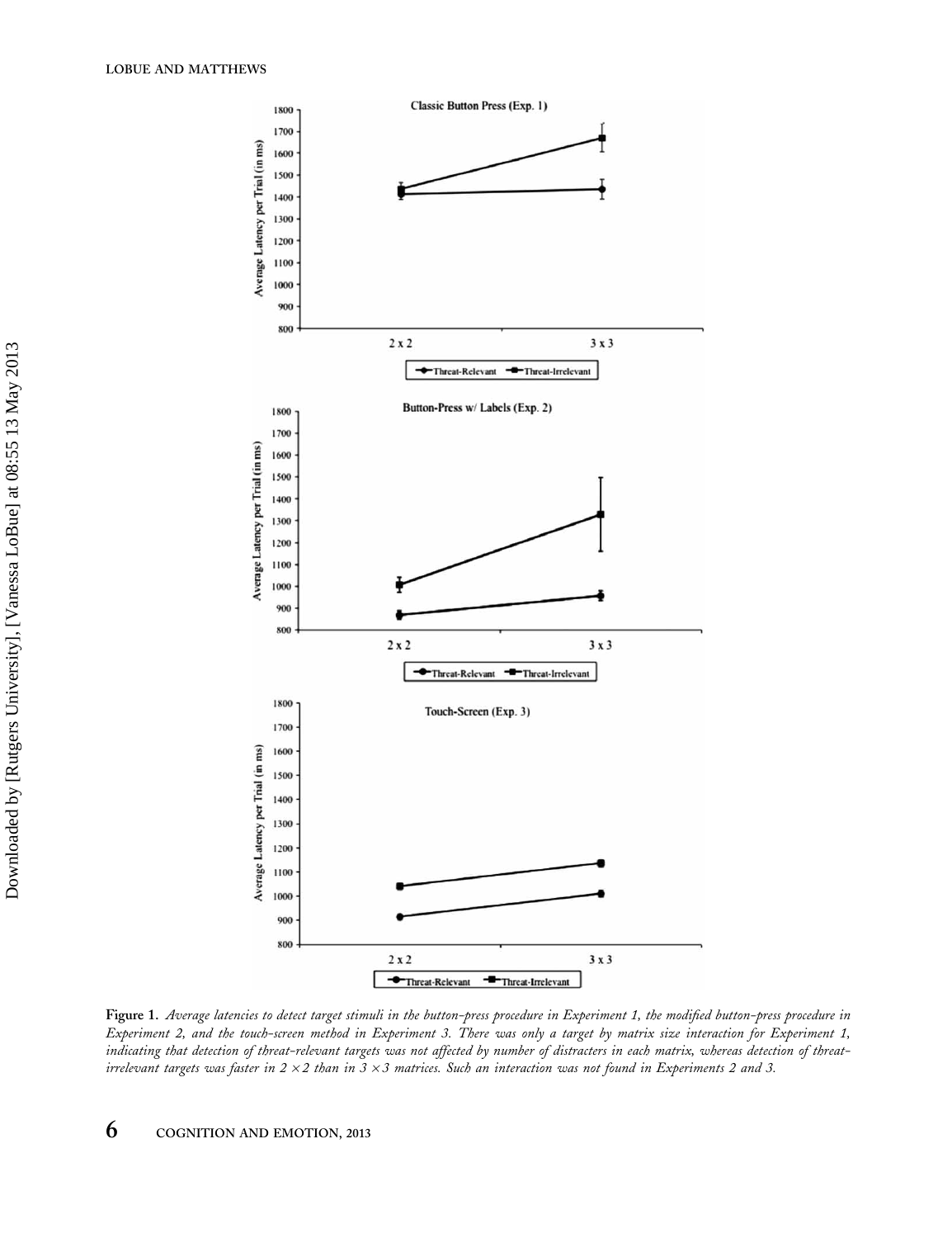**Figure 1.** *Average latencies to detect target stimuli in the button-press procedure in Experiment 1, the modified button-press procedure in Experiment 2, and the touch-screen method in Experiment 3. There was only a target by matrix size interaction for Experiment 1, indicating that detection of threat-relevant targets was not affected by number of distracters in each matrix, whereas detection of threat-irrelevant targets was faster in 2 × 2 than in 3 × 3 matrices. Such an interaction was not found in Experiments 2 and 3.*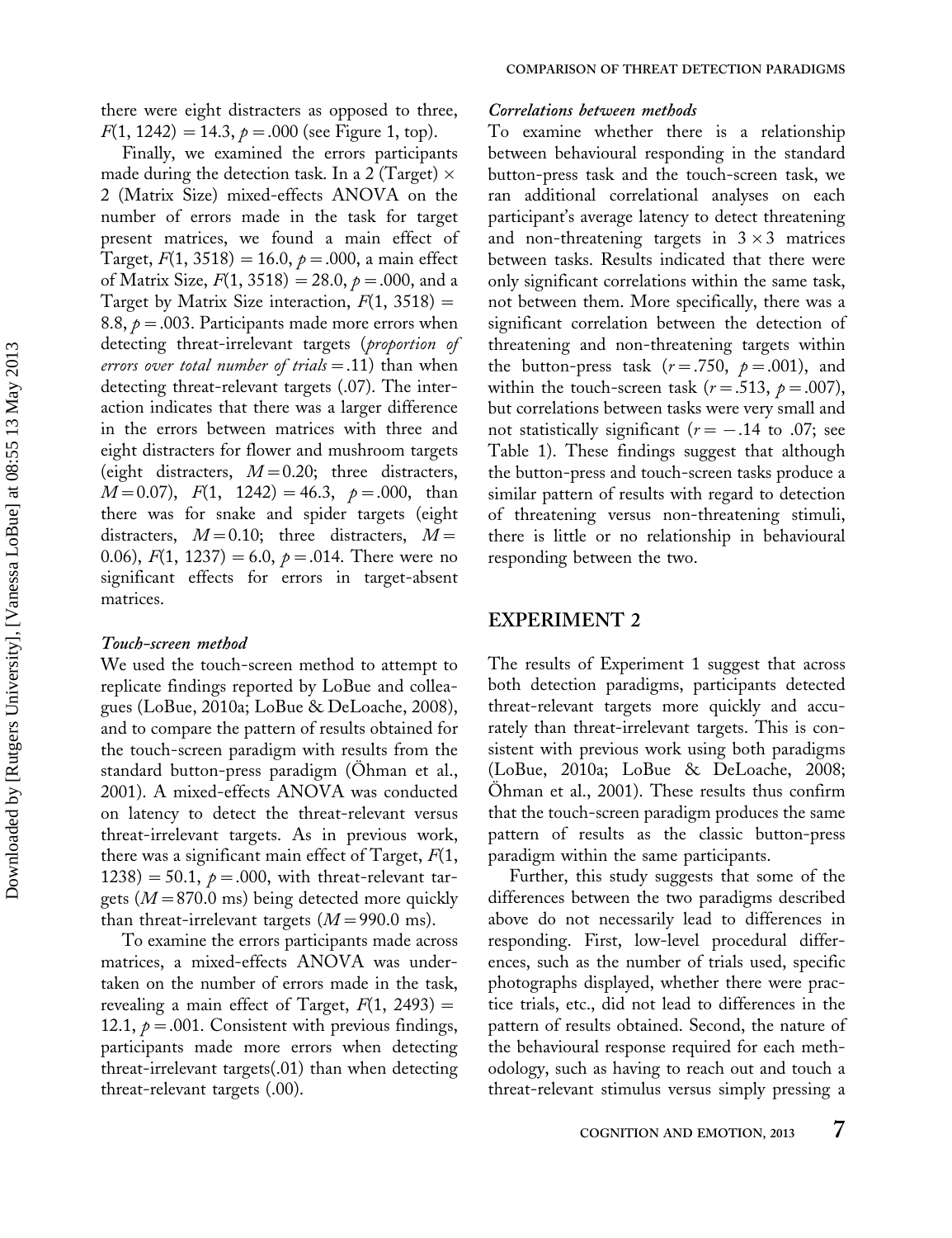there were eight distracters as opposed to three, $F(1, 1242) = 14.3$, $p = .000$ (see Figure 1, top).

Finally, we examined the errors participants made during the detection task. In a 2 (Target) × 2 (Matrix Size) mixed-effects ANOVA on the number of errors made in the task for target present matrices, we found a main effect of Target, $F(1, 3518) = 16.0$, $p = .000$, a main effect of Matrix Size, $F(1, 3518) = 28.0$, $p = .000$, and a Target by Matrix Size interaction, $F(1, 3518) = 8.8$, $p = .003$. Participants made more errors when detecting threat-irrelevant targets (*proportion of errors over total number of trials* = .11) than when detecting threat-relevant targets (.07). The interaction indicates that there was a larger difference in the errors between matrices with three and eight distracters for flower and mushroom targets (eight distracters, $M = 0.20$; three distracters, $M = 0.07$), $F(1, 1242) = 46.3$, $p = .000$, than there was for snake and spider targets (eight distracters, $M = 0.10$; three distracters, $M = 0.06$), $F(1, 1237) = 6.0$, $p = .014$. There were no significant effects for errors in target-absent matrices.

### *Touch-screen method*

We used the touch-screen method to attempt to replicate findings reported by LoBue and colleagues (LoBue, 2010a; LoBue & DeLoache, 2008), and to compare the pattern of results obtained for the touch-screen paradigm with results from the standard button-press paradigm (Öhman et al., 2001). A mixed-effects ANOVA was conducted on latency to detect the threat-relevant versus threat-irrelevant targets. As in previous work, there was a significant main effect of Target, $F(1, 1238) = 50.1$, $p = .000$, with threat-relevant targets ($M = 870.0$ ms) being detected more quickly than threat-irrelevant targets ($M = 990.0$ ms).

To examine the errors participants made across matrices, a mixed-effects ANOVA was undertaken on the number of errors made in the task, revealing a main effect of Target, $F(1, 2493) = 12.1$, $p = .001$. Consistent with previous findings, participants made more errors when detecting threat-irrelevant targets(.01) than when detecting threat-relevant targets (.00).

### *Correlations between methods*

To examine whether there is a relationship between behavioural responding in the standard button-press task and the touch-screen task, we ran additional correlational analyses on each participant's average latency to detect threatening and non-threatening targets in 3 × 3 matrices between tasks. Results indicated that there were only significant correlations within the same task, not between them. More specifically, there was a significant correlation between the detection of threatening and non-threatening targets within the button-press task ($r = .750$, $p = .001$), and within the touch-screen task ($r = .513$, $p = .007$), but correlations between tasks were very small and not statistically significant ($r = -.14$ to $.07$; see Table 1). These findings suggest that although the button-press and touch-screen tasks produce a similar pattern of results with regard to detection of threatening versus non-threatening stimuli, there is little or no relationship in behavioural responding between the two.

## EXPERIMENT 2

The results of Experiment 1 suggest that across both detection paradigms, participants detected threat-relevant targets more quickly and accurately than threat-irrelevant targets. This is consistent with previous work using both paradigms (LoBue, 2010a; LoBue & DeLoache, 2008; Öhman et al., 2001). These results thus confirm that the touch-screen paradigm produces the same pattern of results as the classic button-press paradigm within the same participants.

Further, this study suggests that some of the differences between the two paradigms described above do not necessarily lead to differences in responding. First, low-level procedural differences, such as the number of trials used, specific photographs displayed, whether there were practice trials, etc., did not lead to differences in the pattern of results obtained. Second, the nature of the behavioural response required for each methodology, such as having to reach out and touch a threat-relevant stimulus versus simply pressing a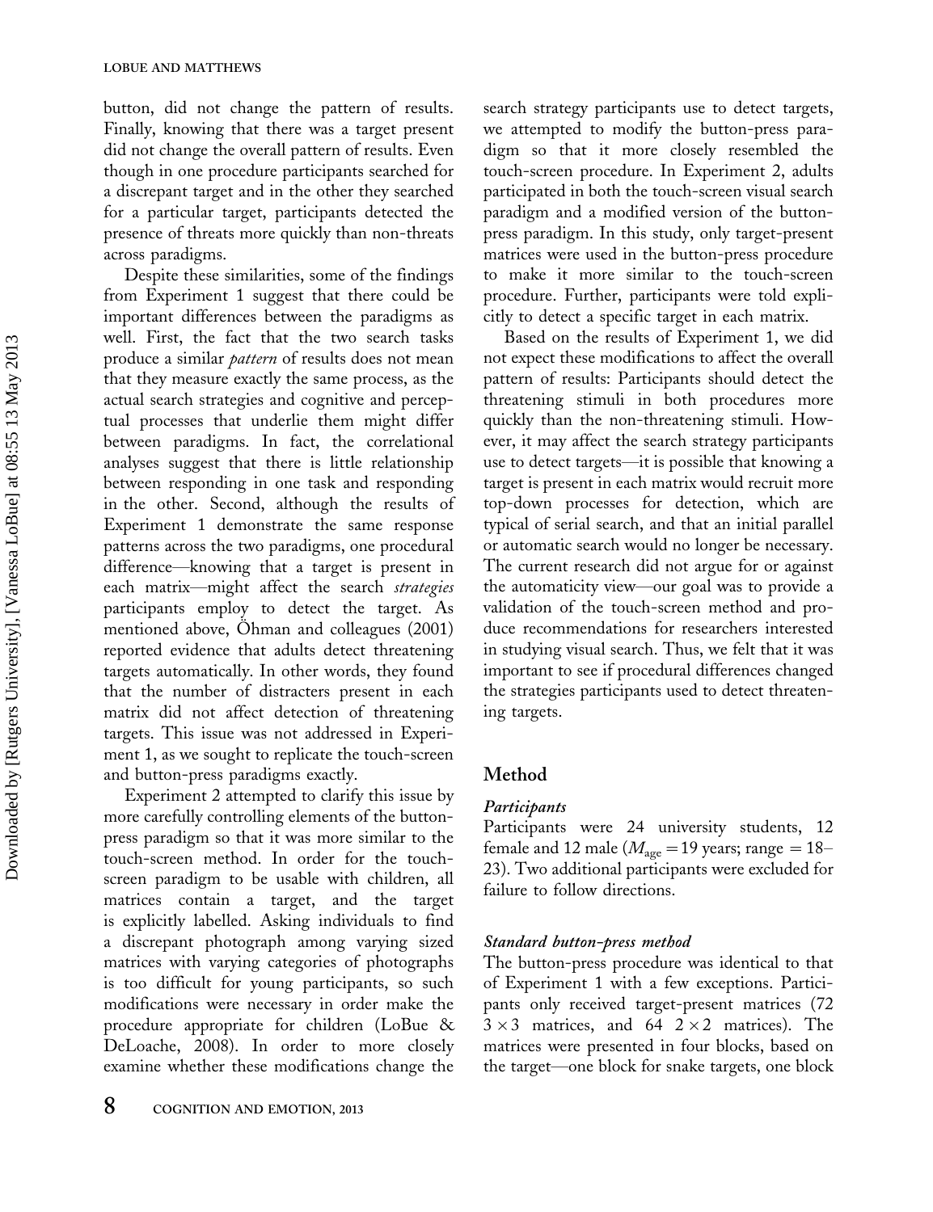button, did not change the pattern of results. Finally, knowing that there was a target present did not change the overall pattern of results. Even though in one procedure participants searched for a discrepant target and in the other they searched for a particular target, participants detected the presence of threats more quickly than non-threats across paradigms.

Despite these similarities, some of the findings from Experiment 1 suggest that there could be important differences between the paradigms as well. First, the fact that the two search tasks produce a similar *pattern* of results does not mean that they measure exactly the same process, as the actual search strategies and cognitive and perceptual processes that underlie them might differ between paradigms. In fact, the correlational analyses suggest that there is little relationship between responding in one task and responding in the other. Second, although the results of Experiment 1 demonstrate the same response patterns across the two paradigms, one procedural difference—knowing that a target is present in each matrix—might affect the search *strategies* participants employ to detect the target. As mentioned above, Öhman and colleagues (2001) reported evidence that adults detect threatening targets automatically. In other words, they found that the number of distracters present in each matrix did not affect detection of threatening targets. This issue was not addressed in Experiment 1, as we sought to replicate the touch-screen and button-press paradigms exactly.

Experiment 2 attempted to clarify this issue by more carefully controlling elements of the button-press paradigm so that it was more similar to the touch-screen method. In order for the touch-screen paradigm to be usable with children, all matrices contain a target, and the target is explicitly labelled. Asking individuals to find a discrepant photograph among varying sized matrices with varying categories of photographs is too difficult for young participants, so such modifications were necessary in order make the procedure appropriate for children (LoBue & DeLoache, 2008). In order to more closely examine whether these modifications change the search strategy participants use to detect targets, we attempted to modify the button-press paradigm so that it more closely resembled the touch-screen procedure. In Experiment 2, adults participated in both the touch-screen visual search paradigm and a modified version of the button-press paradigm. In this study, only target-present matrices were used in the button-press procedure to make it more similar to the touch-screen procedure. Further, participants were told explicitly to detect a specific target in each matrix.

Based on the results of Experiment 1, we did not expect these modifications to affect the overall pattern of results: Participants should detect the threatening stimuli in both procedures more quickly than the non-threatening stimuli. However, it may affect the search strategy participants use to detect targets—it is possible that knowing a target is present in each matrix would recruit more top-down processes for detection, which are typical of serial search, and that an initial parallel or automatic search would no longer be necessary. The current research did not argue for or against the automaticity view—our goal was to provide a validation of the touch-screen method and produce recommendations for researchers interested in studying visual search. Thus, we felt that it was important to see if procedural differences changed the strategies participants used to detect threatening targets.

## Method

### *Participants*

Participants were 24 university students, 12 female and 12 male ($M_{\text{age}} = 19$ years; range $= 18$–23). Two additional participants were excluded for failure to follow directions.

### *Standard button-press method*

The button-press procedure was identical to that of Experiment 1 with a few exceptions. Participants only received target-present matrices (72 $3 \times 3$ matrices, and 64 $2 \times 2$ matrices). The matrices were presented in four blocks, based on the target—one block for snake targets, one block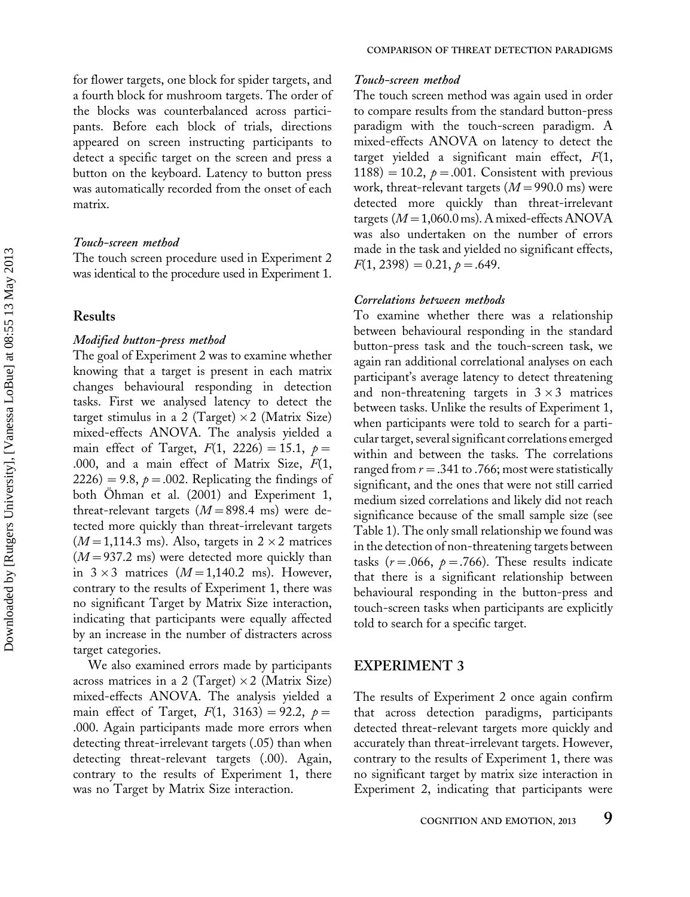for flower targets, one block for spider targets, and a fourth block for mushroom targets. The order of the blocks was counterbalanced across participants. Before each block of trials, directions appeared on screen instructing participants to detect a specific target on the screen and press a button on the keyboard. Latency to button press was automatically recorded from the onset of each matrix.

### *Touch-screen method*

The touch screen procedure used in Experiment 2 was identical to the procedure used in Experiment 1.

## Results

### *Modified button-press method*

The goal of Experiment 2 was to examine whether knowing that a target is present in each matrix changes behavioural responding in detection tasks. First we analysed latency to detect the target stimulus in a 2 (Target) $\times$ 2 (Matrix Size) mixed-effects ANOVA. The analysis yielded a main effect of Target, $F(1, 2226) = 15.1$, $p = .000$, and a main effect of Matrix Size, $F(1, 2226) = 9.8$, $p = .002$. Replicating the findings of both Öhman et al. (2001) and Experiment 1, threat-relevant targets ($M = 898.4$ ms) were detected more quickly than threat-irrelevant targets ($M = 1{,}114.3$ ms). Also, targets in $2 \times 2$ matrices ($M = 937.2$ ms) were detected more quickly than in $3 \times 3$ matrices ($M = 1{,}140.2$ ms). However, contrary to the results of Experiment 1, there was no significant Target by Matrix Size interaction, indicating that participants were equally affected by an increase in the number of distracters across target categories.

We also examined errors made by participants across matrices in a 2 (Target) $\times$ 2 (Matrix Size) mixed-effects ANOVA. The analysis yielded a main effect of Target, $F(1, 3163) = 92.2$, $p = .000$. Again participants made more errors when detecting threat-irrelevant targets (.05) than when detecting threat-relevant targets (.00). Again, contrary to the results of Experiment 1, there was no Target by Matrix Size interaction.

### *Touch-screen method*

The touch screen method was again used in order to compare results from the standard button-press paradigm with the touch-screen paradigm. A mixed-effects ANOVA on latency to detect the target yielded a significant main effect, $F(1, 1188) = 10.2$, $p = .001$. Consistent with previous work, threat-relevant targets ($M = 990.0$ ms) were detected more quickly than threat-irrelevant targets ($M = 1{,}060.0$ ms). A mixed-effects ANOVA was also undertaken on the number of errors made in the task and yielded no significant effects, $F(1, 2398) = 0.21$, $p = .649$.

### *Correlations between methods*

To examine whether there was a relationship between behavioural responding in the standard button-press task and the touch-screen task, we again ran additional correlational analyses on each participant's average latency to detect threatening and non-threatening targets in $3 \times 3$ matrices between tasks. Unlike the results of Experiment 1, when participants were told to search for a particular target, several significant correlations emerged within and between the tasks. The correlations ranged from $r = .341$ to $.766$; most were statistically significant, and the ones that were not still carried medium sized correlations and likely did not reach significance because of the small sample size (see Table 1). The only small relationship we found was in the detection of non-threatening targets between tasks ($r = .066$, $p = .766$). These results indicate that there is a significant relationship between behavioural responding in the button-press and touch-screen tasks when participants are explicitly told to search for a specific target.

# EXPERIMENT 3

The results of Experiment 2 once again confirm that across detection paradigms, participants detected threat-relevant targets more quickly and accurately than threat-irrelevant targets. However, contrary to the results of Experiment 1, there was no significant target by matrix size interaction in Experiment 2, indicating that participants were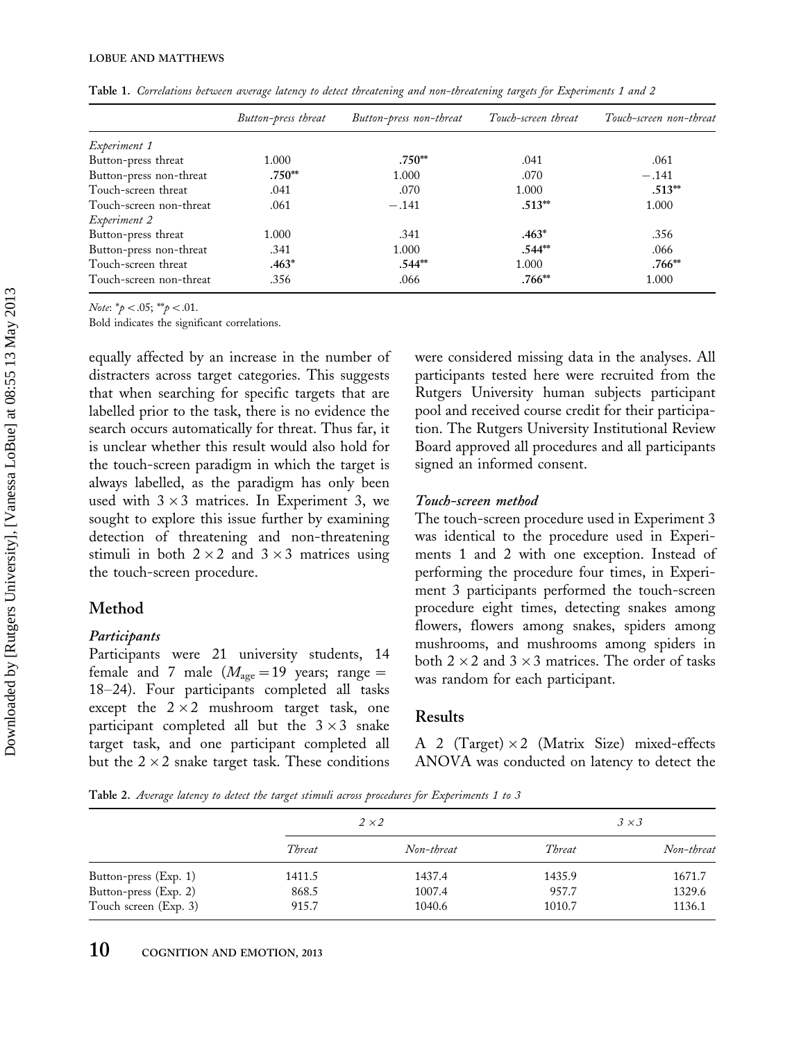**Table 1.** *Correlations between average latency to detect threatening and non-threatening targets for Experiments 1 and 2*

| | *Button-press threat* | *Button-press non-threat* | *Touch-screen threat* | *Touch-screen non-threat* |
|---|---|---|---|---|
| *Experiment 1* | | | | |
| Button-press threat | 1.000 | **.750**** | .041 | .061 |
| Button-press non-threat | **.750**** | 1.000 | .070 | −.141 |
| Touch-screen threat | .041 | .070 | 1.000 | **.513**** |
| Touch-screen non-threat | .061 | −.141 | **.513**** | 1.000 |
| *Experiment 2* | | | | |
| Button-press threat | 1.000 | .341 | **.463*** | .356 |
| Button-press non-threat | .341 | 1.000 | **.544**** | .066 |
| Touch-screen threat | **.463*** | **.544**** | 1.000 | **.766**** |
| Touch-screen non-threat | .356 | .066 | **.766**** | 1.000 |

*Note*: *$p < .05$; **$p < .01$.
Bold indicates the significant correlations.

equally affected by an increase in the number of distracters across target categories. This suggests that when searching for specific targets that are labelled prior to the task, there is no evidence the search occurs automatically for threat. Thus far, it is unclear whether this result would also hold for the touch-screen paradigm in which the target is always labelled, as the paradigm has only been used with $3 \times 3$ matrices. In Experiment 3, we sought to explore this issue further by examining detection of threatening and non-threatening stimuli in both $2 \times 2$ and $3 \times 3$ matrices using the touch-screen procedure.

## Method

### *Participants*

Participants were 21 university students, 14 female and 7 male ($M_{\text{age}} = 19$ years; range = 18–24). Four participants completed all tasks except the $2 \times 2$ mushroom target task, one participant completed all but the $3 \times 3$ snake target task, and one participant completed all but the $2 \times 2$ snake target task. These conditions were considered missing data in the analyses. All participants tested here were recruited from the Rutgers University human subjects participant pool and received course credit for their participation. The Rutgers University Institutional Review Board approved all procedures and all participants signed an informed consent.

### *Touch-screen method*

The touch-screen procedure used in Experiment 3 was identical to the procedure used in Experiments 1 and 2 with one exception. Instead of performing the procedure four times, in Experiment 3 participants performed the touch-screen procedure eight times, detecting snakes among flowers, flowers among snakes, spiders among mushrooms, and mushrooms among spiders in both $2 \times 2$ and $3 \times 3$ matrices. The order of tasks was random for each participant.

## Results

A 2 (Target) $\times$ 2 (Matrix Size) mixed-effects ANOVA was conducted on latency to detect the

**Table 2.** *Average latency to detect the target stimuli across procedures for Experiments 1 to 3*

| | *2 × 2* | | *3 × 3* | |
|---|---|---|---|---|
| | *Threat* | *Non-threat* | *Threat* | *Non-threat* |
| Button-press (Exp. 1) | 1411.5 | 1437.4 | 1435.9 | 1671.7 |
| Button-press (Exp. 2) | 868.5 | 1007.4 | 957.7 | 1329.6 |
| Touch screen (Exp. 3) | 915.7 | 1040.6 | 1010.7 | 1136.1 |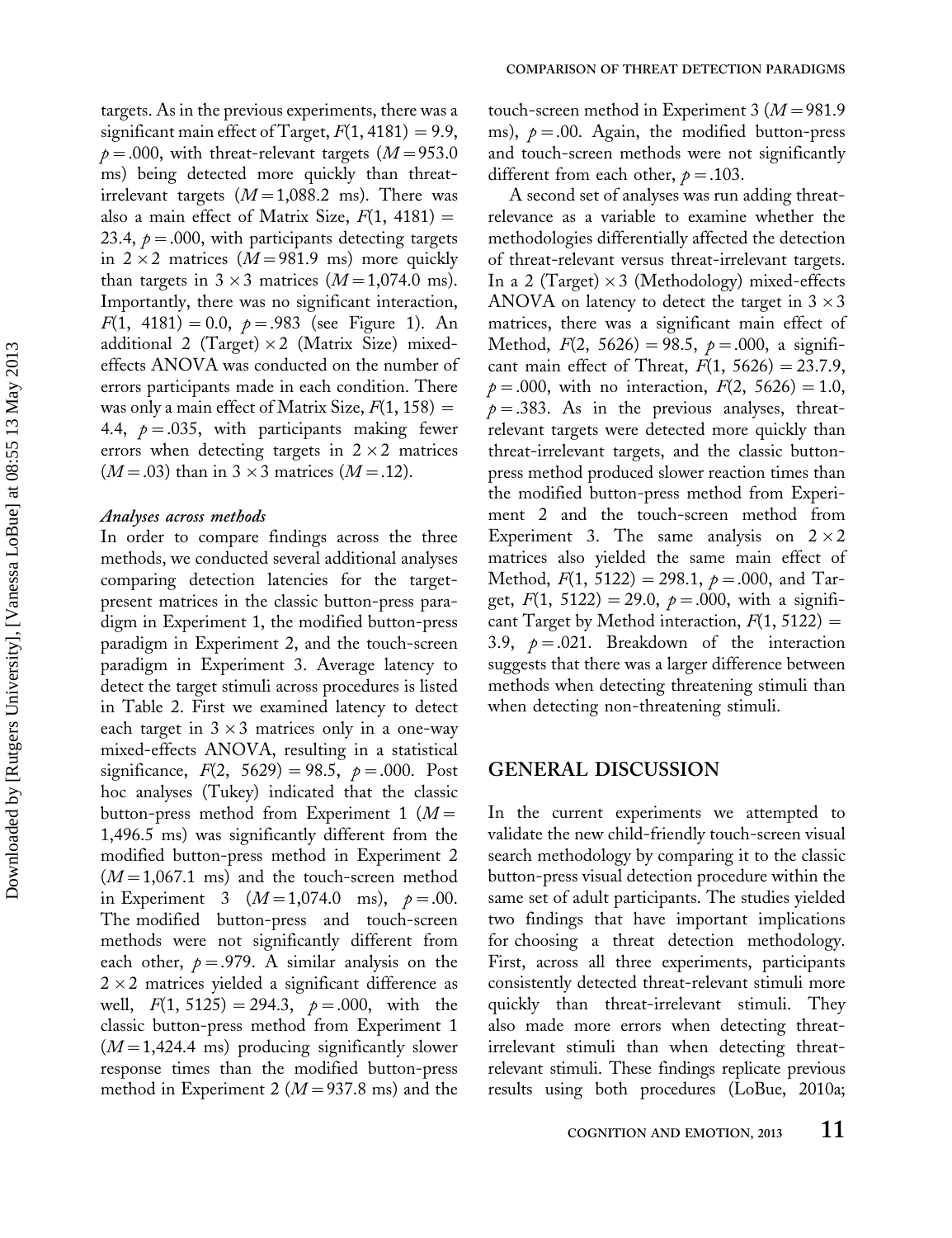targets. As in the previous experiments, there was a significant main effect of Target, $F(1, 4181) = 9.9$, $p = .000$, with threat-relevant targets ($M = 953.0$ ms) being detected more quickly than threat-irrelevant targets ($M = 1{,}088.2$ ms). There was also a main effect of Matrix Size, $F(1, 4181) = 23.4$, $p = .000$, with participants detecting targets in $2 \times 2$ matrices ($M = 981.9$ ms) more quickly than targets in $3 \times 3$ matrices ($M = 1{,}074.0$ ms). Importantly, there was no significant interaction, $F(1, 4181) = 0.0$, $p = .983$ (see Figure 1). An additional 2 (Target) $\times$ 2 (Matrix Size) mixed-effects ANOVA was conducted on the number of errors participants made in each condition. There was only a main effect of Matrix Size, $F(1, 158) = 4.4$, $p = .035$, with participants making fewer errors when detecting targets in $2 \times 2$ matrices ($M = .03$) than in $3 \times 3$ matrices ($M = .12$).

*Analyses across methods*

In order to compare findings across the three methods, we conducted several additional analyses comparing detection latencies for the target-present matrices in the classic button-press paradigm in Experiment 1, the modified button-press paradigm in Experiment 2, and the touch-screen paradigm in Experiment 3. Average latency to detect the target stimuli across procedures is listed in Table 2. First we examined latency to detect each target in $3 \times 3$ matrices only in a one-way mixed-effects ANOVA, resulting in a statistical significance, $F(2, 5629) = 98.5$, $p = .000$. Post hoc analyses (Tukey) indicated that the classic button-press method from Experiment 1 ($M = 1{,}496.5$ ms) was significantly different from the modified button-press method in Experiment 2 ($M = 1{,}067.1$ ms) and the touch-screen method in Experiment 3 ($M = 1{,}074.0$ ms), $p = .00$. The modified button-press and touch-screen methods were not significantly different from each other, $p = .979$. A similar analysis on the $2 \times 2$ matrices yielded a significant difference as well, $F(1, 5125) = 294.3$, $p = .000$, with the classic button-press method from Experiment 1 ($M = 1{,}424.4$ ms) producing significantly slower response times than the modified button-press method in Experiment 2 ($M = 937.8$ ms) and the touch-screen method in Experiment 3 ($M = 981.9$ ms), $p = .00$. Again, the modified button-press and touch-screen methods were not significantly different from each other, $p = .103$.

A second set of analyses was run adding threat-relevance as a variable to examine whether the methodologies differentially affected the detection of threat-relevant versus threat-irrelevant targets. In a 2 (Target) $\times$ 3 (Methodology) mixed-effects ANOVA on latency to detect the target in $3 \times 3$ matrices, there was a significant main effect of Method, $F(2, 5626) = 98.5$, $p = .000$, a significant main effect of Threat, $F(1, 5626) = 23.7.9$, $p = .000$, with no interaction, $F(2, 5626) = 1.0$, $p = .383$. As in the previous analyses, threat-relevant targets were detected more quickly than threat-irrelevant targets, and the classic button-press method produced slower reaction times than the modified button-press method from Experiment 2 and the touch-screen method from Experiment 3. The same analysis on $2 \times 2$ matrices also yielded the same main effect of Method, $F(1, 5122) = 298.1$, $p = .000$, and Target, $F(1, 5122) = 29.0$, $p = .000$, with a significant Target by Method interaction, $F(1, 5122) = 3.9$, $p = .021$. Breakdown of the interaction suggests that there was a larger difference between methods when detecting threatening stimuli than when detecting non-threatening stimuli.

## GENERAL DISCUSSION

In the current experiments we attempted to validate the new child-friendly touch-screen visual search methodology by comparing it to the classic button-press visual detection procedure within the same set of adult participants. The studies yielded two findings that have important implications for choosing a threat detection methodology. First, across all three experiments, participants consistently detected threat-relevant stimuli more quickly than threat-irrelevant stimuli. They also made more errors when detecting threat-irrelevant stimuli than when detecting threat-relevant stimuli. These findings replicate previous results using both procedures (LoBue, 2010a;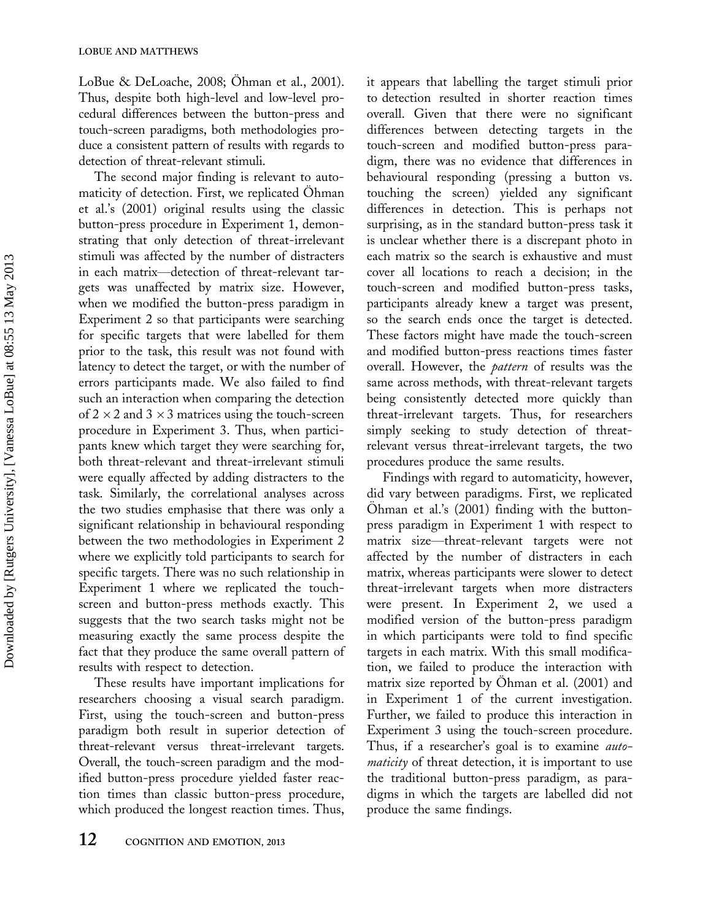LoBue & DeLoache, 2008; Öhman et al., 2001). Thus, despite both high-level and low-level procedural differences between the button-press and touch-screen paradigms, both methodologies produce a consistent pattern of results with regards to detection of threat-relevant stimuli.

The second major finding is relevant to automaticity of detection. First, we replicated Öhman et al.'s (2001) original results using the classic button-press procedure in Experiment 1, demonstrating that only detection of threat-irrelevant stimuli was affected by the number of distracters in each matrix—detection of threat-relevant targets was unaffected by matrix size. However, when we modified the button-press paradigm in Experiment 2 so that participants were searching for specific targets that were labelled for them prior to the task, this result was not found with latency to detect the target, or with the number of errors participants made. We also failed to find such an interaction when comparing the detection of $2 \times 2$ and $3 \times 3$ matrices using the touch-screen procedure in Experiment 3. Thus, when participants knew which target they were searching for, both threat-relevant and threat-irrelevant stimuli were equally affected by adding distracters to the task. Similarly, the correlational analyses across the two studies emphasise that there was only a significant relationship in behavioural responding between the two methodologies in Experiment 2 where we explicitly told participants to search for specific targets. There was no such relationship in Experiment 1 where we replicated the touch-screen and button-press methods exactly. This suggests that the two search tasks might not be measuring exactly the same process despite the fact that they produce the same overall pattern of results with respect to detection.

These results have important implications for researchers choosing a visual search paradigm. First, using the touch-screen and button-press paradigm both result in superior detection of threat-relevant versus threat-irrelevant targets. Overall, the touch-screen paradigm and the modified button-press procedure yielded faster reaction times than classic button-press procedure, which produced the longest reaction times. Thus, it appears that labelling the target stimuli prior to detection resulted in shorter reaction times overall. Given that there were no significant differences between detecting targets in the touch-screen and modified button-press paradigm, there was no evidence that differences in behavioural responding (pressing a button vs. touching the screen) yielded any significant differences in detection. This is perhaps not surprising, as in the standard button-press task it is unclear whether there is a discrepant photo in each matrix so the search is exhaustive and must cover all locations to reach a decision; in the touch-screen and modified button-press tasks, participants already knew a target was present, so the search ends once the target is detected. These factors might have made the touch-screen and modified button-press reactions times faster overall. However, the *pattern* of results was the same across methods, with threat-relevant targets being consistently detected more quickly than threat-irrelevant targets. Thus, for researchers simply seeking to study detection of threat-relevant versus threat-irrelevant targets, the two procedures produce the same results.

Findings with regard to automaticity, however, did vary between paradigms. First, we replicated Öhman et al.'s (2001) finding with the button-press paradigm in Experiment 1 with respect to matrix size—threat-relevant targets were not affected by the number of distracters in each matrix, whereas participants were slower to detect threat-irrelevant targets when more distracters were present. In Experiment 2, we used a modified version of the button-press paradigm in which participants were told to find specific targets in each matrix. With this small modification, we failed to produce the interaction with matrix size reported by Öhman et al. (2001) and in Experiment 1 of the current investigation. Further, we failed to produce this interaction in Experiment 3 using the touch-screen procedure. Thus, if a researcher's goal is to examine *automaticity* of threat detection, it is important to use the traditional button-press paradigm, as paradigms in which the targets are labelled did not produce the same findings.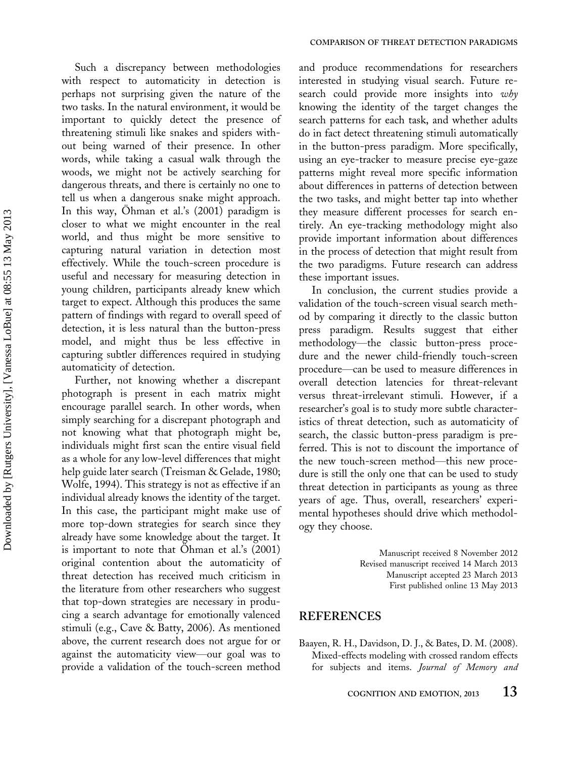Such a discrepancy between methodologies with respect to automaticity in detection is perhaps not surprising given the nature of the two tasks. In the natural environment, it would be important to quickly detect the presence of threatening stimuli like snakes and spiders without being warned of their presence. In other words, while taking a casual walk through the woods, we might not be actively searching for dangerous threats, and there is certainly no one to tell us when a dangerous snake might approach. In this way, Öhman et al.'s (2001) paradigm is closer to what we might encounter in the real world, and thus might be more sensitive to capturing natural variation in detection most effectively. While the touch-screen procedure is useful and necessary for measuring detection in young children, participants already knew which target to expect. Although this produces the same pattern of findings with regard to overall speed of detection, it is less natural than the button-press model, and might thus be less effective in capturing subtler differences required in studying automaticity of detection.

Further, not knowing whether a discrepant photograph is present in each matrix might encourage parallel search. In other words, when simply searching for a discrepant photograph and not knowing what that photograph might be, individuals might first scan the entire visual field as a whole for any low-level differences that might help guide later search (Treisman & Gelade, 1980; Wolfe, 1994). This strategy is not as effective if an individual already knows the identity of the target. In this case, the participant might make use of more top-down strategies for search since they already have some knowledge about the target. It is important to note that Öhman et al.'s (2001) original contention about the automaticity of threat detection has received much criticism in the literature from other researchers who suggest that top-down strategies are necessary in producing a search advantage for emotionally valenced stimuli (e.g., Cave & Batty, 2006). As mentioned above, the current research does not argue for or against the automaticity view—our goal was to provide a validation of the touch-screen method and produce recommendations for researchers interested in studying visual search. Future research could provide more insights into *why* knowing the identity of the target changes the search patterns for each task, and whether adults do in fact detect threatening stimuli automatically in the button-press paradigm. More specifically, using an eye-tracker to measure precise eye-gaze patterns might reveal more specific information about differences in patterns of detection between the two tasks, and might better tap into whether they measure different processes for search entirely. An eye-tracking methodology might also provide important information about differences in the process of detection that might result from the two paradigms. Future research can address these important issues.

In conclusion, the current studies provide a validation of the touch-screen visual search method by comparing it directly to the classic button press paradigm. Results suggest that either methodology—the classic button-press procedure and the newer child-friendly touch-screen procedure—can be used to measure differences in overall detection latencies for threat-relevant versus threat-irrelevant stimuli. However, if a researcher's goal is to study more subtle characteristics of threat detection, such as automaticity of search, the classic button-press paradigm is preferred. This is not to discount the importance of the new touch-screen method—this new procedure is still the only one that can be used to study threat detection in participants as young as three years of age. Thus, overall, researchers' experimental hypotheses should drive which methodology they choose.

Manuscript received 8 November 2012
Revised manuscript received 14 March 2013
Manuscript accepted 23 March 2013
First published online 13 May 2013

## REFERENCES

Baayen, R. H., Davidson, D. J., & Bates, D. M. (2008). Mixed-effects modeling with crossed random effects for subjects and items. *Journal of Memory and*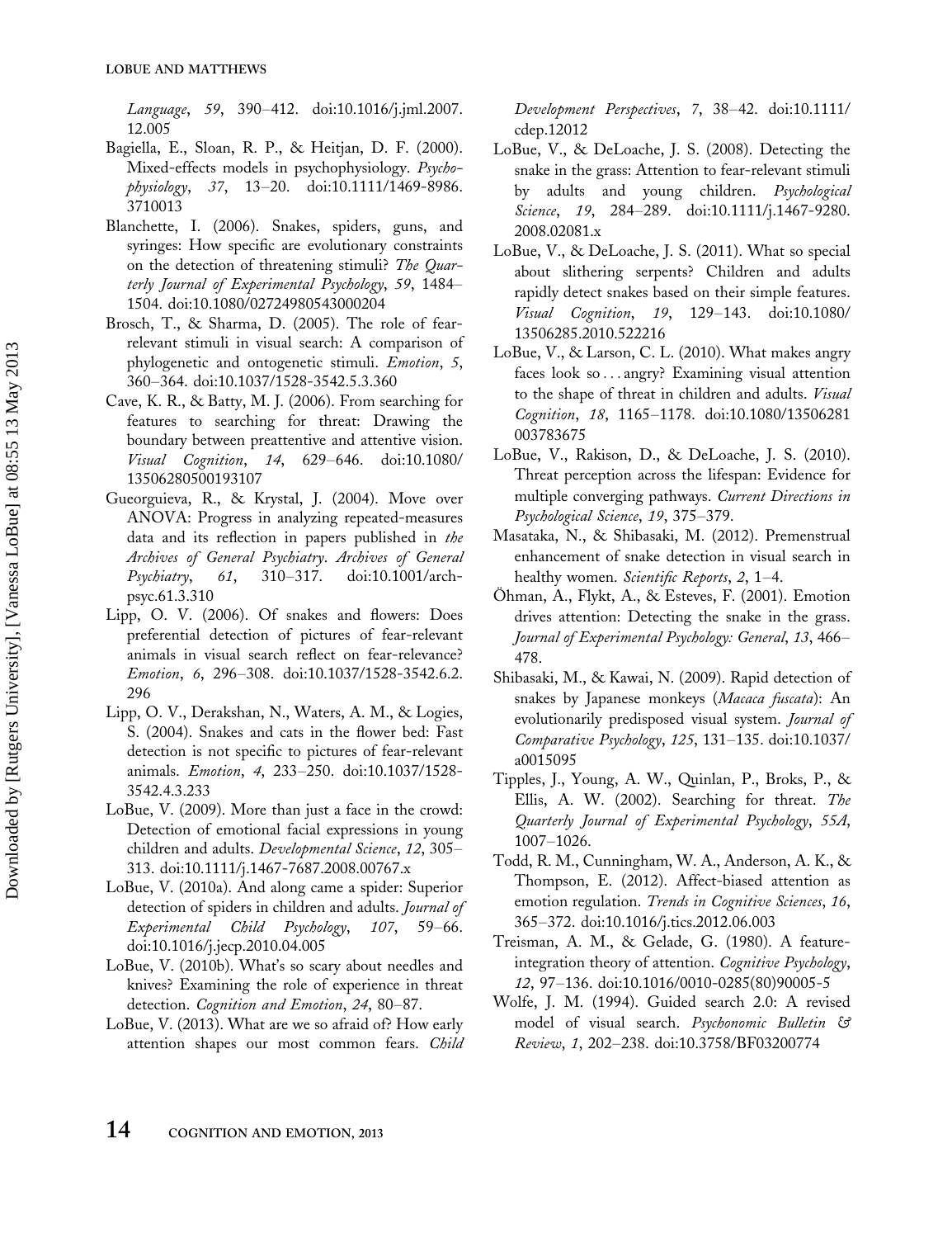*Language*, *59*, 390–412. doi:10.1016/j.jml.2007.12.005

Bagiella, E., Sloan, R. P., & Heitjan, D. F. (2000). Mixed-effects models in psychophysiology. *Psychophysiology*, *37*, 13–20. doi:10.1111/1469-8986.3710013

Blanchette, I. (2006). Snakes, spiders, guns, and syringes: How specific are evolutionary constraints on the detection of threatening stimuli? *The Quarterly Journal of Experimental Psychology*, *59*, 1484–1504. doi:10.1080/02724980543000204

Brosch, T., & Sharma, D. (2005). The role of fear-relevant stimuli in visual search: A comparison of phylogenetic and ontogenetic stimuli. *Emotion*, *5*, 360–364. doi:10.1037/1528-3542.5.3.360

Cave, K. R., & Batty, M. J. (2006). From searching for features to searching for threat: Drawing the boundary between preattentive and attentive vision. *Visual Cognition*, *14*, 629–646. doi:10.1080/13506280500193107

Gueorguieva, R., & Krystal, J. (2004). Move over ANOVA: Progress in analyzing repeated-measures data and its reflection in papers published in *the Archives of General Psychiatry*. *Archives of General Psychiatry*, *61*, 310–317. doi:10.1001/archpsyc.61.3.310

Lipp, O. V. (2006). Of snakes and flowers: Does preferential detection of pictures of fear-relevant animals in visual search reflect on fear-relevance? *Emotion*, *6*, 296–308. doi:10.1037/1528-3542.6.2.296

Lipp, O. V., Derakshan, N., Waters, A. M., & Logies, S. (2004). Snakes and cats in the flower bed: Fast detection is not specific to pictures of fear-relevant animals. *Emotion*, *4*, 233–250. doi:10.1037/1528-3542.4.3.233

LoBue, V. (2009). More than just a face in the crowd: Detection of emotional facial expressions in young children and adults. *Developmental Science*, *12*, 305–313. doi:10.1111/j.1467-7687.2008.00767.x

LoBue, V. (2010a). And along came a spider: Superior detection of spiders in children and adults. *Journal of Experimental Child Psychology*, *107*, 59–66. doi:10.1016/j.jecp.2010.04.005

LoBue, V. (2010b). What's so scary about needles and knives? Examining the role of experience in threat detection. *Cognition and Emotion*, *24*, 80–87.

LoBue, V. (2013). What are we so afraid of? How early attention shapes our most common fears. *Child Development Perspectives*, *7*, 38–42. doi:10.1111/cdep.12012

LoBue, V., & DeLoache, J. S. (2008). Detecting the snake in the grass: Attention to fear-relevant stimuli by adults and young children. *Psychological Science*, *19*, 284–289. doi:10.1111/j.1467-9280.2008.02081.x

LoBue, V., & DeLoache, J. S. (2011). What so special about slithering serpents? Children and adults rapidly detect snakes based on their simple features. *Visual Cognition*, *19*, 129–143. doi:10.1080/13506285.2010.522216

LoBue, V., & Larson, C. L. (2010). What makes angry faces look so . . . angry? Examining visual attention to the shape of threat in children and adults. *Visual Cognition*, *18*, 1165–1178. doi:10.1080/13506281003783675

LoBue, V., Rakison, D., & DeLoache, J. S. (2010). Threat perception across the lifespan: Evidence for multiple converging pathways. *Current Directions in Psychological Science*, *19*, 375–379.

Masataka, N., & Shibasaki, M. (2012). Premenstrual enhancement of snake detection in visual search in healthy women. *Scientific Reports*, *2*, 1–4.

Öhman, A., Flykt, A., & Esteves, F. (2001). Emotion drives attention: Detecting the snake in the grass. *Journal of Experimental Psychology: General*, *13*, 466–478.

Shibasaki, M., & Kawai, N. (2009). Rapid detection of snakes by Japanese monkeys (*Macaca fuscata*): An evolutionarily predisposed visual system. *Journal of Comparative Psychology*, *125*, 131–135. doi:10.1037/a0015095

Tipples, J., Young, A. W., Quinlan, P., Broks, P., & Ellis, A. W. (2002). Searching for threat. *The Quarterly Journal of Experimental Psychology*, *55A*, 1007–1026.

Todd, R. M., Cunningham, W. A., Anderson, A. K., & Thompson, E. (2012). Affect-biased attention as emotion regulation. *Trends in Cognitive Sciences*, *16*, 365–372. doi:10.1016/j.tics.2012.06.003

Treisman, A. M., & Gelade, G. (1980). A feature-integration theory of attention. *Cognitive Psychology*, *12*, 97–136. doi:10.1016/0010-0285(80)90005-5

Wolfe, J. M. (1994). Guided search 2.0: A revised model of visual search. *Psychonomic Bulletin & Review*, *1*, 202–238. doi:10.3758/BF03200774